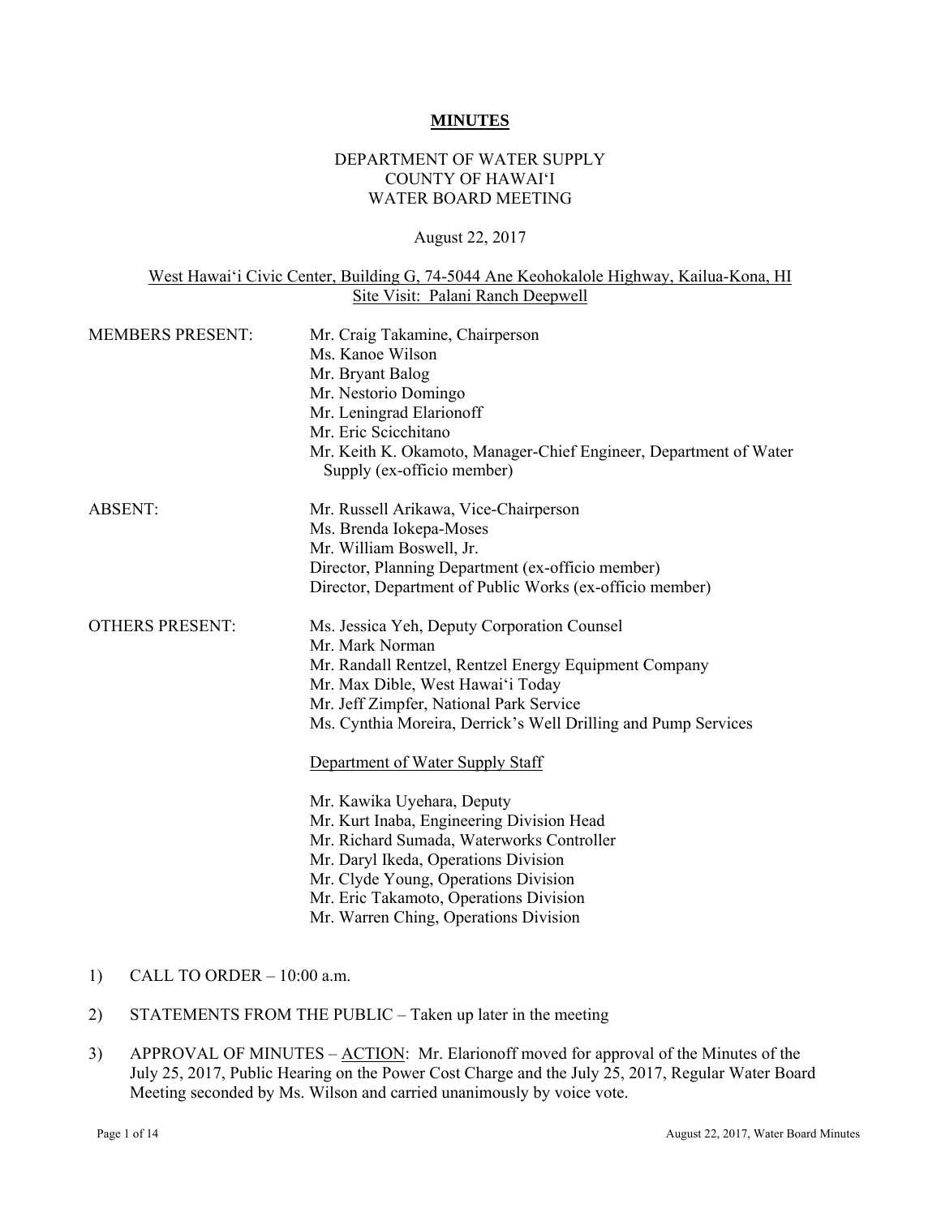# MINUTES

DEPARTMENT OF WATER SUPPLY
COUNTY OF HAWAI'I
WATER BOARD MEETING

August 22, 2017

West Hawai'i Civic Center, Building G, 74-5044 Ane Keohokalole Highway, Kailua-Kona, HI
Site Visit: Palani Ranch Deepwell

| | |
|---|---|
| MEMBERS PRESENT: | Mr. Craig Takamine, Chairperson<br>Ms. Kanoe Wilson<br>Mr. Bryant Balog<br>Mr. Nestorio Domingo<br>Mr. Leningrad Elarionoff<br>Mr. Eric Scicchitano<br>Mr. Keith K. Okamoto, Manager-Chief Engineer, Department of Water Supply (ex-officio member) |
| ABSENT: | Mr. Russell Arikawa, Vice-Chairperson<br>Ms. Brenda Iokepa-Moses<br>Mr. William Boswell, Jr.<br>Director, Planning Department (ex-officio member)<br>Director, Department of Public Works (ex-officio member) |
| OTHERS PRESENT: | Ms. Jessica Yeh, Deputy Corporation Counsel<br>Mr. Mark Norman<br>Mr. Randall Rentzel, Rentzel Energy Equipment Company<br>Mr. Max Dible, West Hawai'i Today<br>Mr. Jeff Zimpfer, National Park Service<br>Ms. Cynthia Moreira, Derrick's Well Drilling and Pump Services |
| | Department of Water Supply Staff |
| | Mr. Kawika Uyehara, Deputy<br>Mr. Kurt Inaba, Engineering Division Head<br>Mr. Richard Sumada, Waterworks Controller<br>Mr. Daryl Ikeda, Operations Division<br>Mr. Clyde Young, Operations Division<br>Mr. Eric Takamoto, Operations Division<br>Mr. Warren Ching, Operations Division |

1) CALL TO ORDER – 10:00 a.m.

2) STATEMENTS FROM THE PUBLIC – Taken up later in the meeting

3) APPROVAL OF MINUTES – ACTION: Mr. Elarionoff moved for approval of the Minutes of the July 25, 2017, Public Hearing on the Power Cost Charge and the July 25, 2017, Regular Water Board Meeting seconded by Ms. Wilson and carried unanimously by voice vote.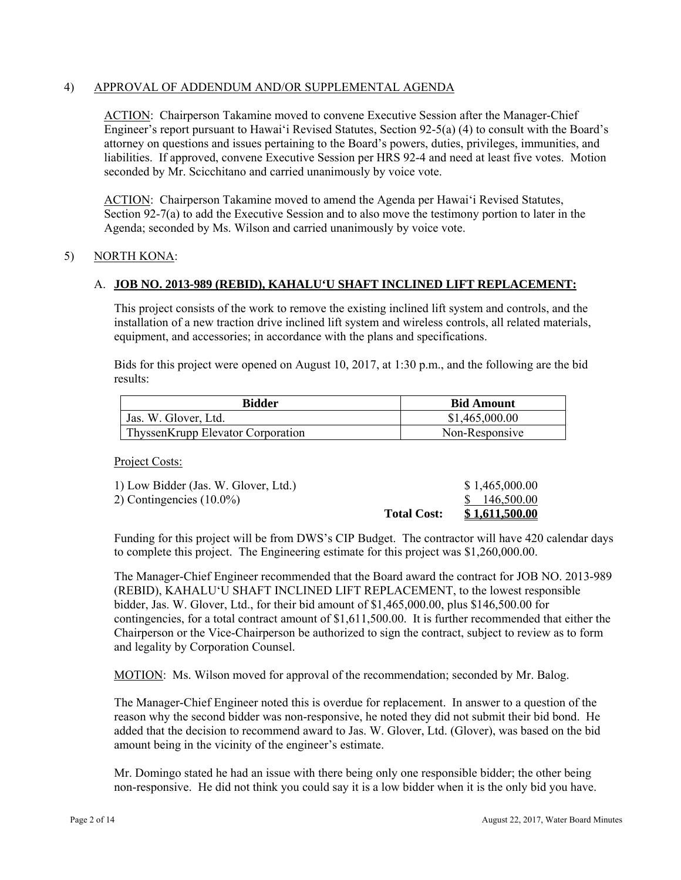4) APPROVAL OF ADDENDUM AND/OR SUPPLEMENTAL AGENDA

ACTION: Chairperson Takamine moved to convene Executive Session after the Manager-Chief Engineer's report pursuant to Hawai'i Revised Statutes, Section 92-5(a) (4) to consult with the Board's attorney on questions and issues pertaining to the Board's powers, duties, privileges, immunities, and liabilities. If approved, convene Executive Session per HRS 92-4 and need at least five votes. Motion seconded by Mr. Scicchitano and carried unanimously by voice vote.

ACTION: Chairperson Takamine moved to amend the Agenda per Hawai'i Revised Statutes, Section 92-7(a) to add the Executive Session and to also move the testimony portion to later in the Agenda; seconded by Ms. Wilson and carried unanimously by voice vote.

5) NORTH KONA:

A. **JOB NO. 2013-989 (REBID), KAHALU'U SHAFT INCLINED LIFT REPLACEMENT:**

This project consists of the work to remove the existing inclined lift system and controls, and the installation of a new traction drive inclined lift system and wireless controls, all related materials, equipment, and accessories; in accordance with the plans and specifications.

Bids for this project were opened on August 10, 2017, at 1:30 p.m., and the following are the bid results:

| Bidder | Bid Amount |
|---|---|
| Jas. W. Glover, Ltd. | $1,465,000.00 |
| ThyssenKrupp Elevator Corporation | Non-Responsive |

Project Costs:

| | | |
|---|---|---|
| 1) Low Bidder (Jas. W. Glover, Ltd.) | | $ 1,465,000.00 |
| 2) Contingencies (10.0%) | | $ 146,500.00 |
| | **Total Cost:** | **$ 1,611,500.00** |

Funding for this project will be from DWS's CIP Budget. The contractor will have 420 calendar days to complete this project. The Engineering estimate for this project was $1,260,000.00.

The Manager-Chief Engineer recommended that the Board award the contract for JOB NO. 2013-989 (REBID), KAHALU'U SHAFT INCLINED LIFT REPLACEMENT, to the lowest responsible bidder, Jas. W. Glover, Ltd., for their bid amount of $1,465,000.00, plus $146,500.00 for contingencies, for a total contract amount of $1,611,500.00. It is further recommended that either the Chairperson or the Vice-Chairperson be authorized to sign the contract, subject to review as to form and legality by Corporation Counsel.

MOTION: Ms. Wilson moved for approval of the recommendation; seconded by Mr. Balog.

The Manager-Chief Engineer noted this is overdue for replacement. In answer to a question of the reason why the second bidder was non-responsive, he noted they did not submit their bid bond. He added that the decision to recommend award to Jas. W. Glover, Ltd. (Glover), was based on the bid amount being in the vicinity of the engineer's estimate.

Mr. Domingo stated he had an issue with there being only one responsible bidder; the other being non-responsive. He did not think you could say it is a low bidder when it is the only bid you have.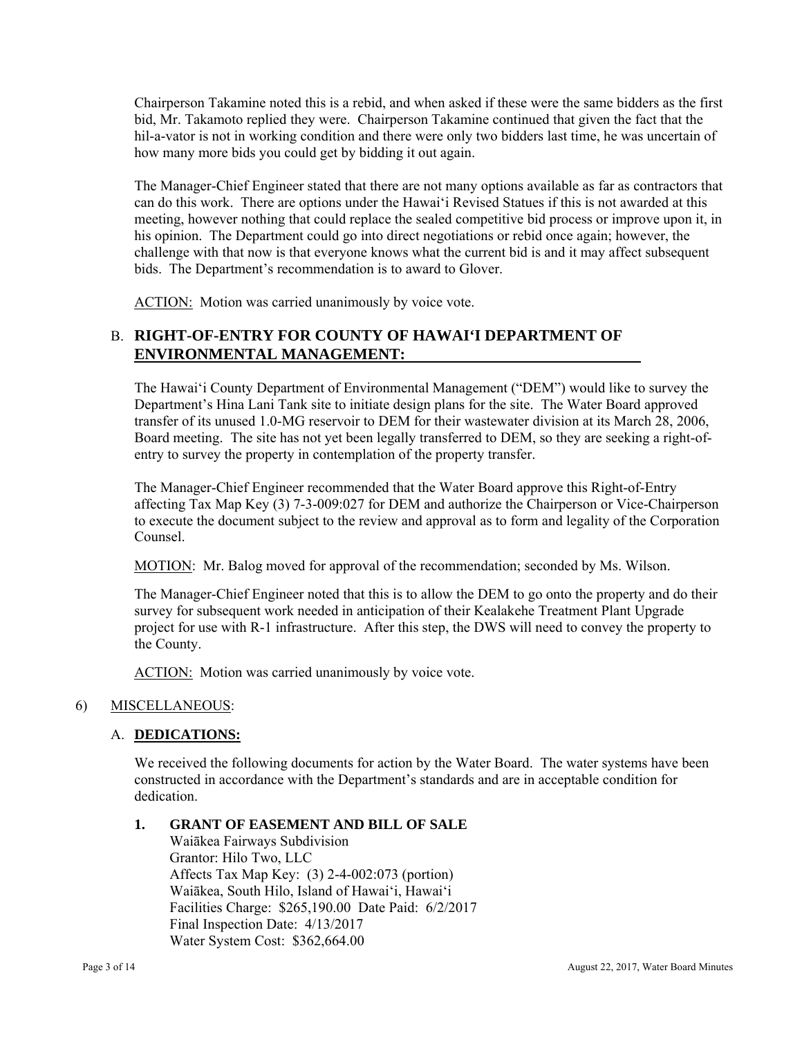Chairperson Takamine noted this is a rebid, and when asked if these were the same bidders as the first bid, Mr. Takamoto replied they were. Chairperson Takamine continued that given the fact that the hil-a-vator is not in working condition and there were only two bidders last time, he was uncertain of how many more bids you could get by bidding it out again.

The Manager-Chief Engineer stated that there are not many options available as far as contractors that can do this work. There are options under the Hawai‘i Revised Statues if this is not awarded at this meeting, however nothing that could replace the sealed competitive bid process or improve upon it, in his opinion. The Department could go into direct negotiations or rebid once again; however, the challenge with that now is that everyone knows what the current bid is and it may affect subsequent bids. The Department's recommendation is to award to Glover.

ACTION: Motion was carried unanimously by voice vote.

B. **RIGHT-OF-ENTRY FOR COUNTY OF HAWAI‘I DEPARTMENT OF ENVIRONMENTAL MANAGEMENT:**

The Hawai‘i County Department of Environmental Management ("DEM") would like to survey the Department's Hina Lani Tank site to initiate design plans for the site. The Water Board approved transfer of its unused 1.0-MG reservoir to DEM for their wastewater division at its March 28, 2006, Board meeting. The site has not yet been legally transferred to DEM, so they are seeking a right-of-entry to survey the property in contemplation of the property transfer.

The Manager-Chief Engineer recommended that the Water Board approve this Right-of-Entry affecting Tax Map Key (3) 7-3-009:027 for DEM and authorize the Chairperson or Vice-Chairperson to execute the document subject to the review and approval as to form and legality of the Corporation Counsel.

MOTION: Mr. Balog moved for approval of the recommendation; seconded by Ms. Wilson.

The Manager-Chief Engineer noted that this is to allow the DEM to go onto the property and do their survey for subsequent work needed in anticipation of their Kealakehe Treatment Plant Upgrade project for use with R-1 infrastructure. After this step, the DWS will need to convey the property to the County.

ACTION: Motion was carried unanimously by voice vote.

6) MISCELLANEOUS:

A. **DEDICATIONS:**

We received the following documents for action by the Water Board. The water systems have been constructed in accordance with the Department's standards and are in acceptable condition for dedication.

**1. GRANT OF EASEMENT AND BILL OF SALE**

Waiākea Fairways Subdivision
Grantor: Hilo Two, LLC
Affects Tax Map Key: (3) 2-4-002:073 (portion)
Waiākea, South Hilo, Island of Hawai‘i, Hawai‘i
Facilities Charge: $265,190.00 Date Paid: 6/2/2017
Final Inspection Date: 4/13/2017
Water System Cost: $362,664.00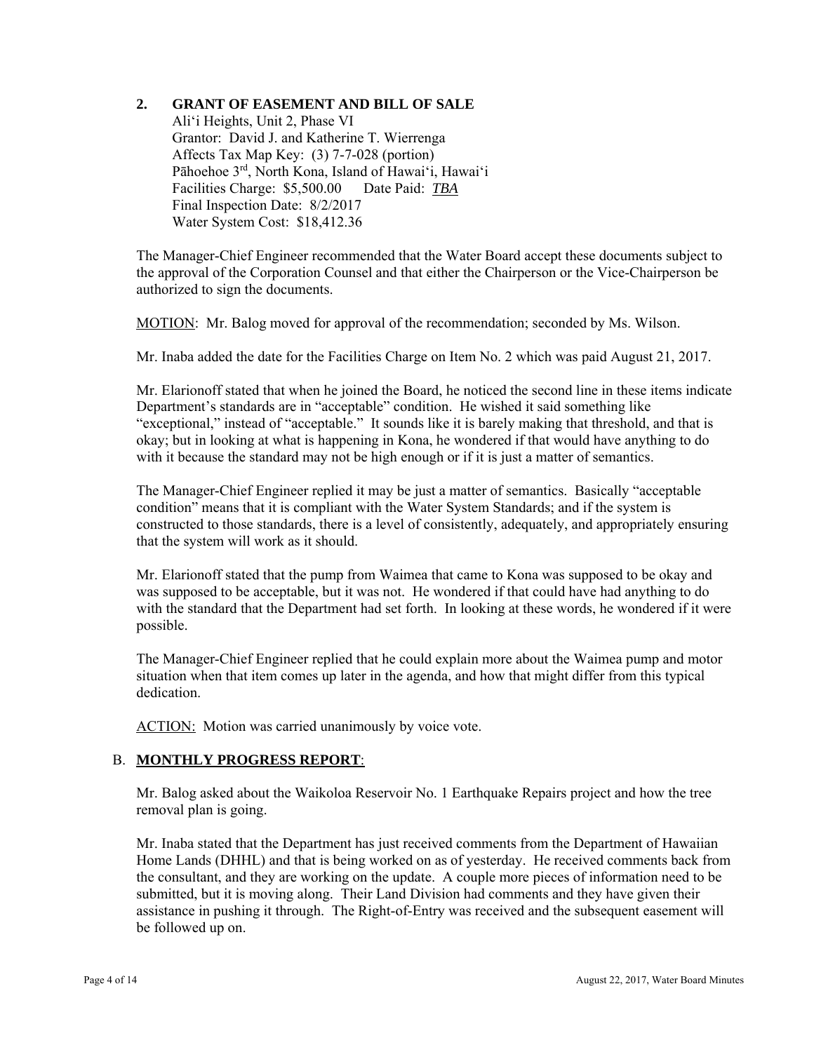**2. GRANT OF EASEMENT AND BILL OF SALE**

Ali'i Heights, Unit 2, Phase VI
Grantor: David J. and Katherine T. Wierrenga
Affects Tax Map Key: (3) 7-7-028 (portion)
Pāhoehoe 3rd, North Kona, Island of Hawai'i, Hawai'i
Facilities Charge: $5,500.00 Date Paid: ***TBA***
Final Inspection Date: 8/2/2017
Water System Cost: $18,412.36

The Manager-Chief Engineer recommended that the Water Board accept these documents subject to the approval of the Corporation Counsel and that either the Chairperson or the Vice-Chairperson be authorized to sign the documents.

MOTION: Mr. Balog moved for approval of the recommendation; seconded by Ms. Wilson.

Mr. Inaba added the date for the Facilities Charge on Item No. 2 which was paid August 21, 2017.

Mr. Elarionoff stated that when he joined the Board, he noticed the second line in these items indicate Department's standards are in "acceptable" condition. He wished it said something like "exceptional," instead of "acceptable." It sounds like it is barely making that threshold, and that is okay; but in looking at what is happening in Kona, he wondered if that would have anything to do with it because the standard may not be high enough or if it is just a matter of semantics.

The Manager-Chief Engineer replied it may be just a matter of semantics. Basically "acceptable condition" means that it is compliant with the Water System Standards; and if the system is constructed to those standards, there is a level of consistently, adequately, and appropriately ensuring that the system will work as it should.

Mr. Elarionoff stated that the pump from Waimea that came to Kona was supposed to be okay and was supposed to be acceptable, but it was not. He wondered if that could have had anything to do with the standard that the Department had set forth. In looking at these words, he wondered if it were possible.

The Manager-Chief Engineer replied that he could explain more about the Waimea pump and motor situation when that item comes up later in the agenda, and how that might differ from this typical dedication.

ACTION: Motion was carried unanimously by voice vote.

## B. MONTHLY PROGRESS REPORT:

Mr. Balog asked about the Waikoloa Reservoir No. 1 Earthquake Repairs project and how the tree removal plan is going.

Mr. Inaba stated that the Department has just received comments from the Department of Hawaiian Home Lands (DHHL) and that is being worked on as of yesterday. He received comments back from the consultant, and they are working on the update. A couple more pieces of information need to be submitted, but it is moving along. Their Land Division had comments and they have given their assistance in pushing it through. The Right-of-Entry was received and the subsequent easement will be followed up on.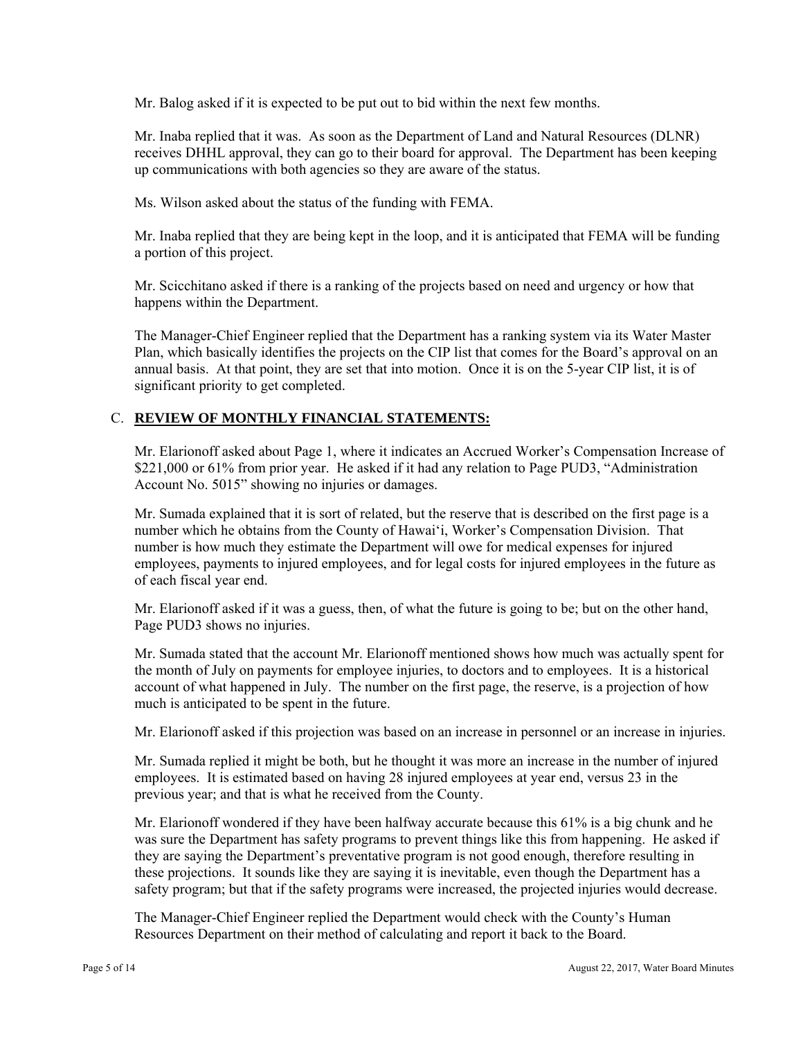Mr. Balog asked if it is expected to be put out to bid within the next few months.

Mr. Inaba replied that it was. As soon as the Department of Land and Natural Resources (DLNR) receives DHHL approval, they can go to their board for approval. The Department has been keeping up communications with both agencies so they are aware of the status.

Ms. Wilson asked about the status of the funding with FEMA.

Mr. Inaba replied that they are being kept in the loop, and it is anticipated that FEMA will be funding a portion of this project.

Mr. Scicchitano asked if there is a ranking of the projects based on need and urgency or how that happens within the Department.

The Manager-Chief Engineer replied that the Department has a ranking system via its Water Master Plan, which basically identifies the projects on the CIP list that comes for the Board's approval on an annual basis. At that point, they are set that into motion. Once it is on the 5-year CIP list, it is of significant priority to get completed.

C. **REVIEW OF MONTHLY FINANCIAL STATEMENTS:**

Mr. Elarionoff asked about Page 1, where it indicates an Accrued Worker's Compensation Increase of \$221,000 or 61% from prior year. He asked if it had any relation to Page PUD3, "Administration Account No. 5015" showing no injuries or damages.

Mr. Sumada explained that it is sort of related, but the reserve that is described on the first page is a number which he obtains from the County of Hawai'i, Worker's Compensation Division. That number is how much they estimate the Department will owe for medical expenses for injured employees, payments to injured employees, and for legal costs for injured employees in the future as of each fiscal year end.

Mr. Elarionoff asked if it was a guess, then, of what the future is going to be; but on the other hand, Page PUD3 shows no injuries.

Mr. Sumada stated that the account Mr. Elarionoff mentioned shows how much was actually spent for the month of July on payments for employee injuries, to doctors and to employees. It is a historical account of what happened in July. The number on the first page, the reserve, is a projection of how much is anticipated to be spent in the future.

Mr. Elarionoff asked if this projection was based on an increase in personnel or an increase in injuries.

Mr. Sumada replied it might be both, but he thought it was more an increase in the number of injured employees. It is estimated based on having 28 injured employees at year end, versus 23 in the previous year; and that is what he received from the County.

Mr. Elarionoff wondered if they have been halfway accurate because this 61% is a big chunk and he was sure the Department has safety programs to prevent things like this from happening. He asked if they are saying the Department's preventative program is not good enough, therefore resulting in these projections. It sounds like they are saying it is inevitable, even though the Department has a safety program; but that if the safety programs were increased, the projected injuries would decrease.

The Manager-Chief Engineer replied the Department would check with the County's Human Resources Department on their method of calculating and report it back to the Board.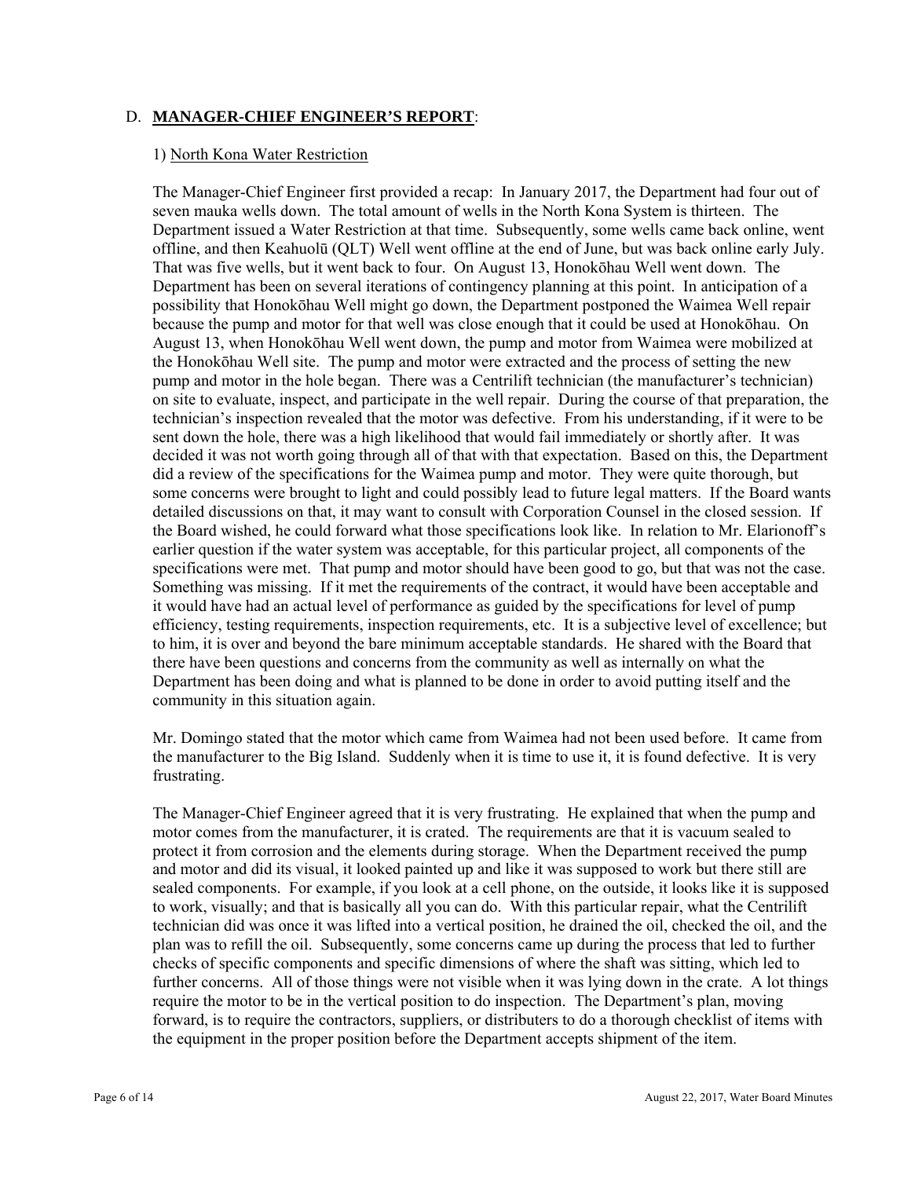D. **MANAGER-CHIEF ENGINEER'S REPORT**:

1) North Kona Water Restriction

The Manager-Chief Engineer first provided a recap: In January 2017, the Department had four out of seven mauka wells down. The total amount of wells in the North Kona System is thirteen. The Department issued a Water Restriction at that time. Subsequently, some wells came back online, went offline, and then Keahuolū (QLT) Well went offline at the end of June, but was back online early July. That was five wells, but it went back to four. On August 13, Honokōhau Well went down. The Department has been on several iterations of contingency planning at this point. In anticipation of a possibility that Honokōhau Well might go down, the Department postponed the Waimea Well repair because the pump and motor for that well was close enough that it could be used at Honokōhau. On August 13, when Honokōhau Well went down, the pump and motor from Waimea were mobilized at the Honokōhau Well site. The pump and motor were extracted and the process of setting the new pump and motor in the hole began. There was a Centrilift technician (the manufacturer's technician) on site to evaluate, inspect, and participate in the well repair. During the course of that preparation, the technician's inspection revealed that the motor was defective. From his understanding, if it were to be sent down the hole, there was a high likelihood that would fail immediately or shortly after. It was decided it was not worth going through all of that with that expectation. Based on this, the Department did a review of the specifications for the Waimea pump and motor. They were quite thorough, but some concerns were brought to light and could possibly lead to future legal matters. If the Board wants detailed discussions on that, it may want to consult with Corporation Counsel in the closed session. If the Board wished, he could forward what those specifications look like. In relation to Mr. Elarionoff's earlier question if the water system was acceptable, for this particular project, all components of the specifications were met. That pump and motor should have been good to go, but that was not the case. Something was missing. If it met the requirements of the contract, it would have been acceptable and it would have had an actual level of performance as guided by the specifications for level of pump efficiency, testing requirements, inspection requirements, etc. It is a subjective level of excellence; but to him, it is over and beyond the bare minimum acceptable standards. He shared with the Board that there have been questions and concerns from the community as well as internally on what the Department has been doing and what is planned to be done in order to avoid putting itself and the community in this situation again.

Mr. Domingo stated that the motor which came from Waimea had not been used before. It came from the manufacturer to the Big Island. Suddenly when it is time to use it, it is found defective. It is very frustrating.

The Manager-Chief Engineer agreed that it is very frustrating. He explained that when the pump and motor comes from the manufacturer, it is crated. The requirements are that it is vacuum sealed to protect it from corrosion and the elements during storage. When the Department received the pump and motor and did its visual, it looked painted up and like it was supposed to work but there still are sealed components. For example, if you look at a cell phone, on the outside, it looks like it is supposed to work, visually; and that is basically all you can do. With this particular repair, what the Centrilift technician did was once it was lifted into a vertical position, he drained the oil, checked the oil, and the plan was to refill the oil. Subsequently, some concerns came up during the process that led to further checks of specific components and specific dimensions of where the shaft was sitting, which led to further concerns. All of those things were not visible when it was lying down in the crate. A lot things require the motor to be in the vertical position to do inspection. The Department's plan, moving forward, is to require the contractors, suppliers, or distributers to do a thorough checklist of items with the equipment in the proper position before the Department accepts shipment of the item.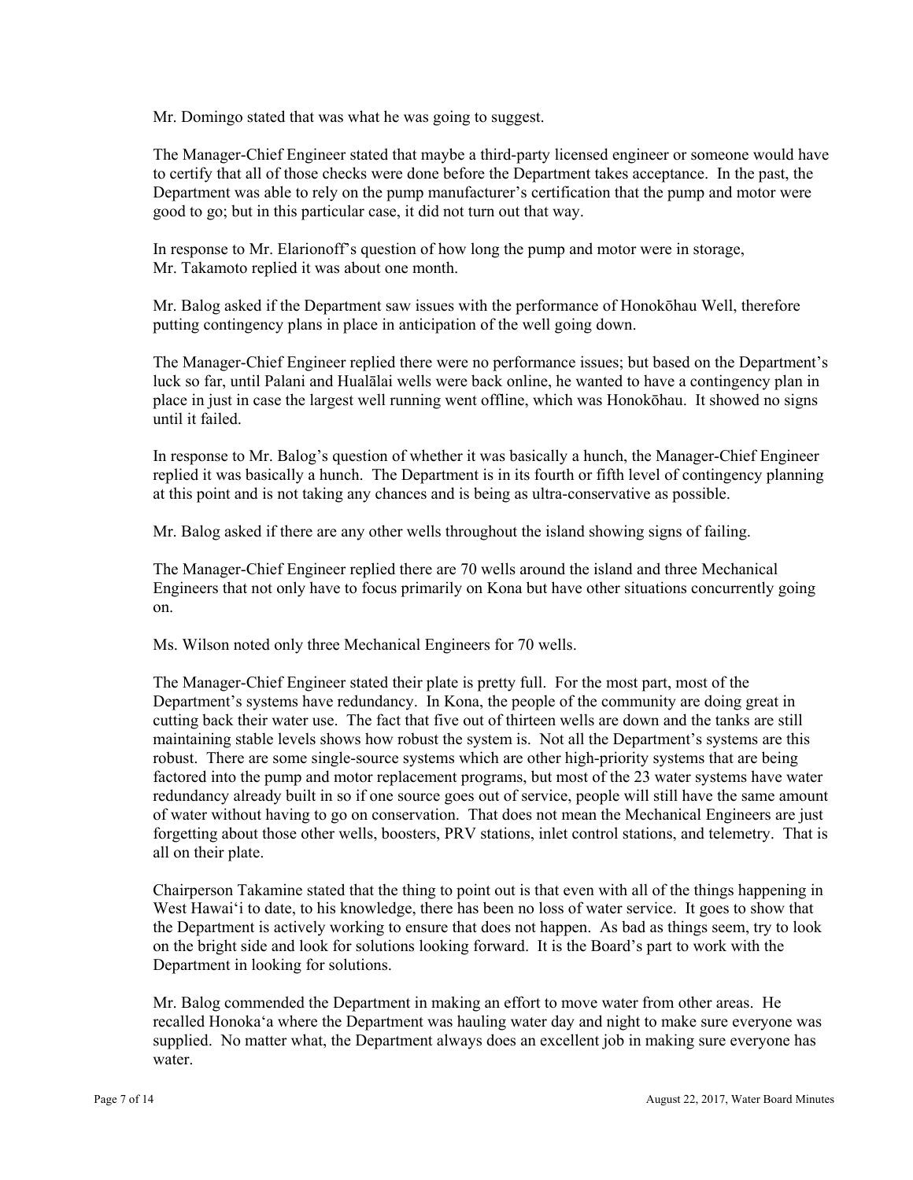Mr. Domingo stated that was what he was going to suggest.

The Manager-Chief Engineer stated that maybe a third-party licensed engineer or someone would have to certify that all of those checks were done before the Department takes acceptance. In the past, the Department was able to rely on the pump manufacturer's certification that the pump and motor were good to go; but in this particular case, it did not turn out that way.

In response to Mr. Elarionoff's question of how long the pump and motor were in storage, Mr. Takamoto replied it was about one month.

Mr. Balog asked if the Department saw issues with the performance of Honokōhau Well, therefore putting contingency plans in place in anticipation of the well going down.

The Manager-Chief Engineer replied there were no performance issues; but based on the Department's luck so far, until Palani and Hualālai wells were back online, he wanted to have a contingency plan in place in just in case the largest well running went offline, which was Honokōhau. It showed no signs until it failed.

In response to Mr. Balog's question of whether it was basically a hunch, the Manager-Chief Engineer replied it was basically a hunch. The Department is in its fourth or fifth level of contingency planning at this point and is not taking any chances and is being as ultra-conservative as possible.

Mr. Balog asked if there are any other wells throughout the island showing signs of failing.

The Manager-Chief Engineer replied there are 70 wells around the island and three Mechanical Engineers that not only have to focus primarily on Kona but have other situations concurrently going on.

Ms. Wilson noted only three Mechanical Engineers for 70 wells.

The Manager-Chief Engineer stated their plate is pretty full. For the most part, most of the Department's systems have redundancy. In Kona, the people of the community are doing great in cutting back their water use. The fact that five out of thirteen wells are down and the tanks are still maintaining stable levels shows how robust the system is. Not all the Department's systems are this robust. There are some single-source systems which are other high-priority systems that are being factored into the pump and motor replacement programs, but most of the 23 water systems have water redundancy already built in so if one source goes out of service, people will still have the same amount of water without having to go on conservation. That does not mean the Mechanical Engineers are just forgetting about those other wells, boosters, PRV stations, inlet control stations, and telemetry. That is all on their plate.

Chairperson Takamine stated that the thing to point out is that even with all of the things happening in West Hawaiʻi to date, to his knowledge, there has been no loss of water service. It goes to show that the Department is actively working to ensure that does not happen. As bad as things seem, try to look on the bright side and look for solutions looking forward. It is the Board's part to work with the Department in looking for solutions.

Mr. Balog commended the Department in making an effort to move water from other areas. He recalled Honokaʻa where the Department was hauling water day and night to make sure everyone was supplied. No matter what, the Department always does an excellent job in making sure everyone has water.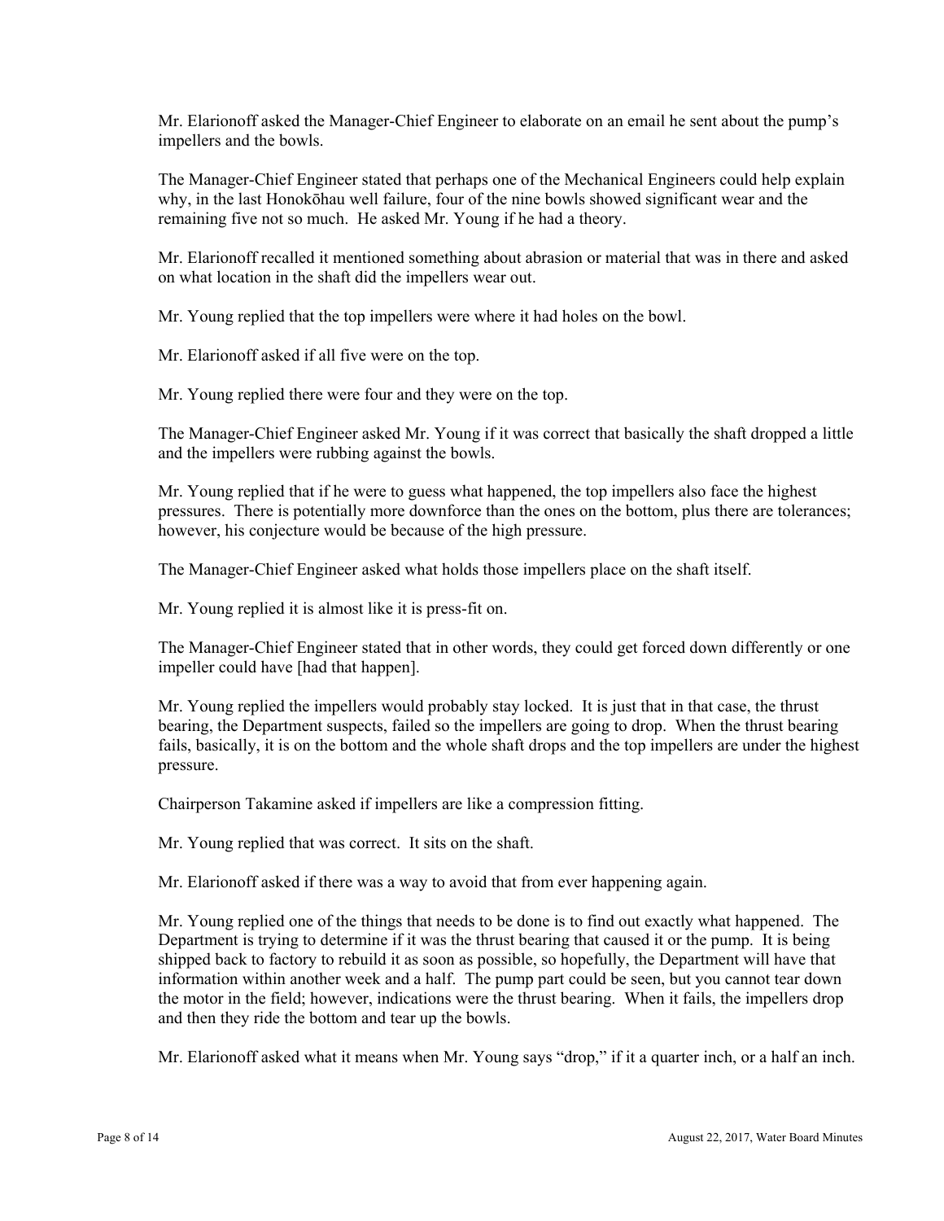Mr. Elarionoff asked the Manager-Chief Engineer to elaborate on an email he sent about the pump's impellers and the bowls.

The Manager-Chief Engineer stated that perhaps one of the Mechanical Engineers could help explain why, in the last Honokōhau well failure, four of the nine bowls showed significant wear and the remaining five not so much. He asked Mr. Young if he had a theory.

Mr. Elarionoff recalled it mentioned something about abrasion or material that was in there and asked on what location in the shaft did the impellers wear out.

Mr. Young replied that the top impellers were where it had holes on the bowl.

Mr. Elarionoff asked if all five were on the top.

Mr. Young replied there were four and they were on the top.

The Manager-Chief Engineer asked Mr. Young if it was correct that basically the shaft dropped a little and the impellers were rubbing against the bowls.

Mr. Young replied that if he were to guess what happened, the top impellers also face the highest pressures. There is potentially more downforce than the ones on the bottom, plus there are tolerances; however, his conjecture would be because of the high pressure.

The Manager-Chief Engineer asked what holds those impellers place on the shaft itself.

Mr. Young replied it is almost like it is press-fit on.

The Manager-Chief Engineer stated that in other words, they could get forced down differently or one impeller could have [had that happen].

Mr. Young replied the impellers would probably stay locked. It is just that in that case, the thrust bearing, the Department suspects, failed so the impellers are going to drop. When the thrust bearing fails, basically, it is on the bottom and the whole shaft drops and the top impellers are under the highest pressure.

Chairperson Takamine asked if impellers are like a compression fitting.

Mr. Young replied that was correct. It sits on the shaft.

Mr. Elarionoff asked if there was a way to avoid that from ever happening again.

Mr. Young replied one of the things that needs to be done is to find out exactly what happened. The Department is trying to determine if it was the thrust bearing that caused it or the pump. It is being shipped back to factory to rebuild it as soon as possible, so hopefully, the Department will have that information within another week and a half. The pump part could be seen, but you cannot tear down the motor in the field; however, indications were the thrust bearing. When it fails, the impellers drop and then they ride the bottom and tear up the bowls.

Mr. Elarionoff asked what it means when Mr. Young says "drop," if it a quarter inch, or a half an inch.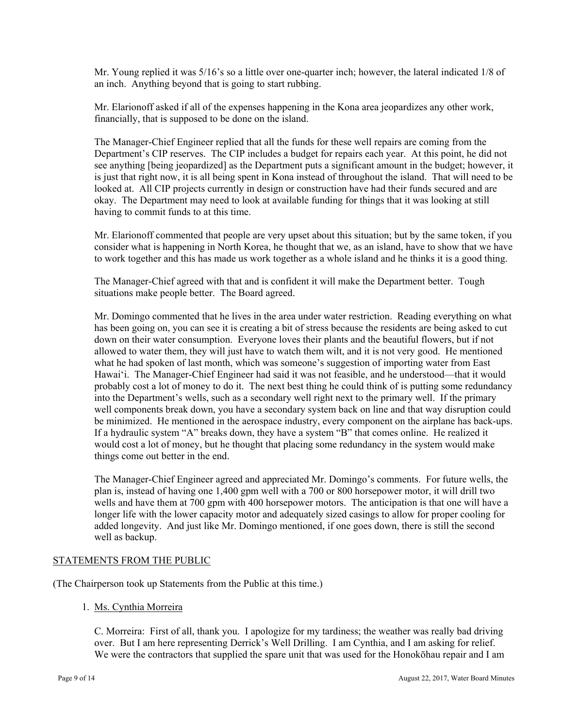Mr. Young replied it was 5/16's so a little over one-quarter inch; however, the lateral indicated 1/8 of an inch. Anything beyond that is going to start rubbing.

Mr. Elarionoff asked if all of the expenses happening in the Kona area jeopardizes any other work, financially, that is supposed to be done on the island.

The Manager-Chief Engineer replied that all the funds for these well repairs are coming from the Department's CIP reserves. The CIP includes a budget for repairs each year. At this point, he did not see anything [being jeopardized] as the Department puts a significant amount in the budget; however, it is just that right now, it is all being spent in Kona instead of throughout the island. That will need to be looked at. All CIP projects currently in design or construction have had their funds secured and are okay. The Department may need to look at available funding for things that it was looking at still having to commit funds to at this time.

Mr. Elarionoff commented that people are very upset about this situation; but by the same token, if you consider what is happening in North Korea, he thought that we, as an island, have to show that we have to work together and this has made us work together as a whole island and he thinks it is a good thing.

The Manager-Chief agreed with that and is confident it will make the Department better. Tough situations make people better. The Board agreed.

Mr. Domingo commented that he lives in the area under water restriction. Reading everything on what has been going on, you can see it is creating a bit of stress because the residents are being asked to cut down on their water consumption. Everyone loves their plants and the beautiful flowers, but if not allowed to water them, they will just have to watch them wilt, and it is not very good. He mentioned what he had spoken of last month, which was someone's suggestion of importing water from East Hawai'i. The Manager-Chief Engineer had said it was not feasible, and he understood—that it would probably cost a lot of money to do it. The next best thing he could think of is putting some redundancy into the Department's wells, such as a secondary well right next to the primary well. If the primary well components break down, you have a secondary system back on line and that way disruption could be minimized. He mentioned in the aerospace industry, every component on the airplane has back-ups. If a hydraulic system "A" breaks down, they have a system "B" that comes online. He realized it would cost a lot of money, but he thought that placing some redundancy in the system would make things come out better in the end.

The Manager-Chief Engineer agreed and appreciated Mr. Domingo's comments. For future wells, the plan is, instead of having one 1,400 gpm well with a 700 or 800 horsepower motor, it will drill two wells and have them at 700 gpm with 400 horsepower motors. The anticipation is that one will have a longer life with the lower capacity motor and adequately sized casings to allow for proper cooling for added longevity. And just like Mr. Domingo mentioned, if one goes down, there is still the second well as backup.

STATEMENTS FROM THE PUBLIC

(The Chairperson took up Statements from the Public at this time.)

1. Ms. Cynthia Morreira

C. Morreira: First of all, thank you. I apologize for my tardiness; the weather was really bad driving over. But I am here representing Derrick's Well Drilling. I am Cynthia, and I am asking for relief. We were the contractors that supplied the spare unit that was used for the Honokōhau repair and I am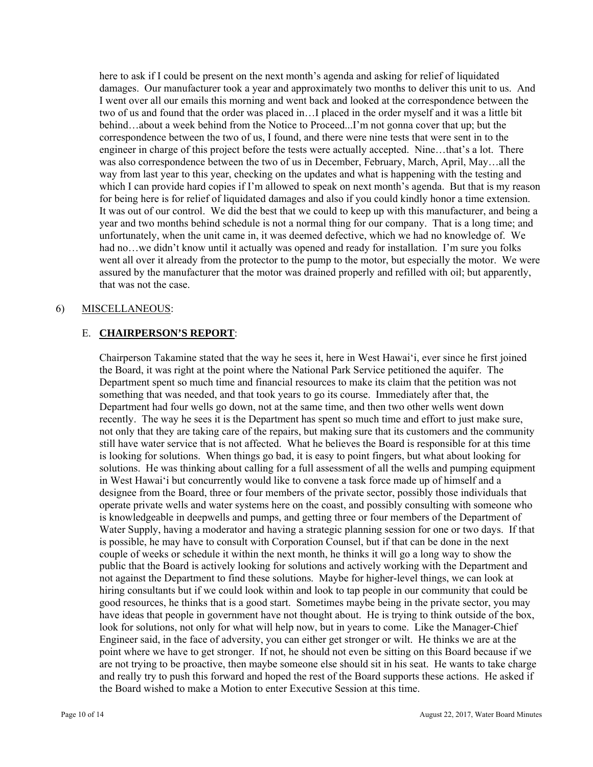here to ask if I could be present on the next month's agenda and asking for relief of liquidated damages. Our manufacturer took a year and approximately two months to deliver this unit to us. And I went over all our emails this morning and went back and looked at the correspondence between the two of us and found that the order was placed in…I placed in the order myself and it was a little bit behind…about a week behind from the Notice to Proceed...I'm not gonna cover that up; but the correspondence between the two of us, I found, and there were nine tests that were sent in to the engineer in charge of this project before the tests were actually accepted. Nine…that's a lot. There was also correspondence between the two of us in December, February, March, April, May…all the way from last year to this year, checking on the updates and what is happening with the testing and which I can provide hard copies if I'm allowed to speak on next month's agenda. But that is my reason for being here is for relief of liquidated damages and also if you could kindly honor a time extension. It was out of our control. We did the best that we could to keep up with this manufacturer, and being a year and two months behind schedule is not a normal thing for our company. That is a long time; and unfortunately, when the unit came in, it was deemed defective, which we had no knowledge of. We had no…we didn't know until it actually was opened and ready for installation. I'm sure you folks went all over it already from the protector to the pump to the motor, but especially the motor. We were assured by the manufacturer that the motor was drained properly and refilled with oil; but apparently, that was not the case.

6) MISCELLANEOUS:

E. **CHAIRPERSON'S REPORT**:

Chairperson Takamine stated that the way he sees it, here in West Hawai'i, ever since he first joined the Board, it was right at the point where the National Park Service petitioned the aquifer. The Department spent so much time and financial resources to make its claim that the petition was not something that was needed, and that took years to go its course. Immediately after that, the Department had four wells go down, not at the same time, and then two other wells went down recently. The way he sees it is the Department has spent so much time and effort to just make sure, not only that they are taking care of the repairs, but making sure that its customers and the community still have water service that is not affected. What he believes the Board is responsible for at this time is looking for solutions. When things go bad, it is easy to point fingers, but what about looking for solutions. He was thinking about calling for a full assessment of all the wells and pumping equipment in West Hawai'i but concurrently would like to convene a task force made up of himself and a designee from the Board, three or four members of the private sector, possibly those individuals that operate private wells and water systems here on the coast, and possibly consulting with someone who is knowledgeable in deepwells and pumps, and getting three or four members of the Department of Water Supply, having a moderator and having a strategic planning session for one or two days. If that is possible, he may have to consult with Corporation Counsel, but if that can be done in the next couple of weeks or schedule it within the next month, he thinks it will go a long way to show the public that the Board is actively looking for solutions and actively working with the Department and not against the Department to find these solutions. Maybe for higher-level things, we can look at hiring consultants but if we could look within and look to tap people in our community that could be good resources, he thinks that is a good start. Sometimes maybe being in the private sector, you may have ideas that people in government have not thought about. He is trying to think outside of the box, look for solutions, not only for what will help now, but in years to come. Like the Manager-Chief Engineer said, in the face of adversity, you can either get stronger or wilt. He thinks we are at the point where we have to get stronger. If not, he should not even be sitting on this Board because if we are not trying to be proactive, then maybe someone else should sit in his seat. He wants to take charge and really try to push this forward and hoped the rest of the Board supports these actions. He asked if the Board wished to make a Motion to enter Executive Session at this time.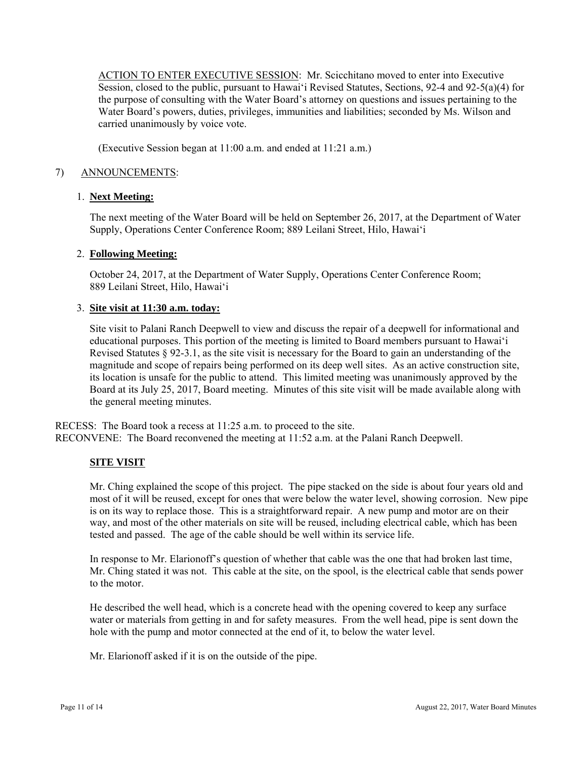ACTION TO ENTER EXECUTIVE SESSION: Mr. Scicchitano moved to enter into Executive Session, closed to the public, pursuant to Hawaiʻi Revised Statutes, Sections, 92-4 and 92-5(a)(4) for the purpose of consulting with the Water Board's attorney on questions and issues pertaining to the Water Board's powers, duties, privileges, immunities and liabilities; seconded by Ms. Wilson and carried unanimously by voice vote.

(Executive Session began at 11:00 a.m. and ended at 11:21 a.m.)

7) ANNOUNCEMENTS:

1. **Next Meeting:**

   The next meeting of the Water Board will be held on September 26, 2017, at the Department of Water Supply, Operations Center Conference Room; 889 Leilani Street, Hilo, Hawaiʻi

2. **Following Meeting:**

   October 24, 2017, at the Department of Water Supply, Operations Center Conference Room; 889 Leilani Street, Hilo, Hawaiʻi

3. **Site visit at 11:30 a.m. today:**

   Site visit to Palani Ranch Deepwell to view and discuss the repair of a deepwell for informational and educational purposes. This portion of the meeting is limited to Board members pursuant to Hawaiʻi Revised Statutes § 92-3.1, as the site visit is necessary for the Board to gain an understanding of the magnitude and scope of repairs being performed on its deep well sites. As an active construction site, its location is unsafe for the public to attend. This limited meeting was unanimously approved by the Board at its July 25, 2017, Board meeting. Minutes of this site visit will be made available along with the general meeting minutes.

RECESS: The Board took a recess at 11:25 a.m. to proceed to the site.
RECONVENE: The Board reconvened the meeting at 11:52 a.m. at the Palani Ranch Deepwell.

**SITE VISIT**

Mr. Ching explained the scope of this project. The pipe stacked on the side is about four years old and most of it will be reused, except for ones that were below the water level, showing corrosion. New pipe is on its way to replace those. This is a straightforward repair. A new pump and motor are on their way, and most of the other materials on site will be reused, including electrical cable, which has been tested and passed. The age of the cable should be well within its service life.

In response to Mr. Elarionoff's question of whether that cable was the one that had broken last time, Mr. Ching stated it was not. This cable at the site, on the spool, is the electrical cable that sends power to the motor.

He described the well head, which is a concrete head with the opening covered to keep any surface water or materials from getting in and for safety measures. From the well head, pipe is sent down the hole with the pump and motor connected at the end of it, to below the water level.

Mr. Elarionoff asked if it is on the outside of the pipe.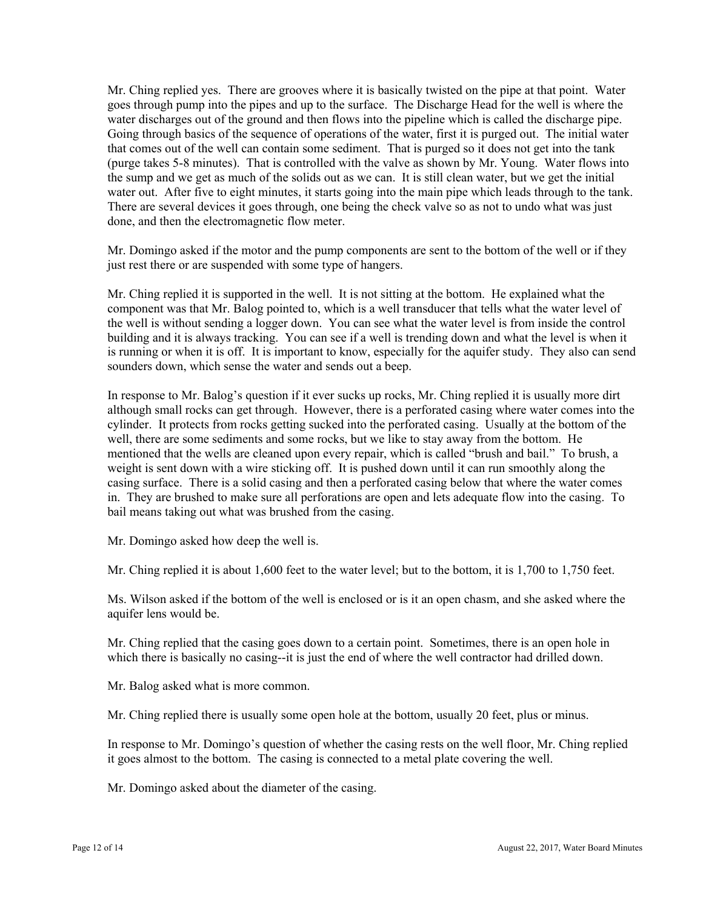Mr. Ching replied yes. There are grooves where it is basically twisted on the pipe at that point. Water goes through pump into the pipes and up to the surface. The Discharge Head for the well is where the water discharges out of the ground and then flows into the pipeline which is called the discharge pipe. Going through basics of the sequence of operations of the water, first it is purged out. The initial water that comes out of the well can contain some sediment. That is purged so it does not get into the tank (purge takes 5-8 minutes). That is controlled with the valve as shown by Mr. Young. Water flows into the sump and we get as much of the solids out as we can. It is still clean water, but we get the initial water out. After five to eight minutes, it starts going into the main pipe which leads through to the tank. There are several devices it goes through, one being the check valve so as not to undo what was just done, and then the electromagnetic flow meter.

Mr. Domingo asked if the motor and the pump components are sent to the bottom of the well or if they just rest there or are suspended with some type of hangers.

Mr. Ching replied it is supported in the well. It is not sitting at the bottom. He explained what the component was that Mr. Balog pointed to, which is a well transducer that tells what the water level of the well is without sending a logger down. You can see what the water level is from inside the control building and it is always tracking. You can see if a well is trending down and what the level is when it is running or when it is off. It is important to know, especially for the aquifer study. They also can send sounders down, which sense the water and sends out a beep.

In response to Mr. Balog's question if it ever sucks up rocks, Mr. Ching replied it is usually more dirt although small rocks can get through. However, there is a perforated casing where water comes into the cylinder. It protects from rocks getting sucked into the perforated casing. Usually at the bottom of the well, there are some sediments and some rocks, but we like to stay away from the bottom. He mentioned that the wells are cleaned upon every repair, which is called "brush and bail." To brush, a weight is sent down with a wire sticking off. It is pushed down until it can run smoothly along the casing surface. There is a solid casing and then a perforated casing below that where the water comes in. They are brushed to make sure all perforations are open and lets adequate flow into the casing. To bail means taking out what was brushed from the casing.

Mr. Domingo asked how deep the well is.

Mr. Ching replied it is about 1,600 feet to the water level; but to the bottom, it is 1,700 to 1,750 feet.

Ms. Wilson asked if the bottom of the well is enclosed or is it an open chasm, and she asked where the aquifer lens would be.

Mr. Ching replied that the casing goes down to a certain point. Sometimes, there is an open hole in which there is basically no casing--it is just the end of where the well contractor had drilled down.

Mr. Balog asked what is more common.

Mr. Ching replied there is usually some open hole at the bottom, usually 20 feet, plus or minus.

In response to Mr. Domingo's question of whether the casing rests on the well floor, Mr. Ching replied it goes almost to the bottom. The casing is connected to a metal plate covering the well.

Mr. Domingo asked about the diameter of the casing.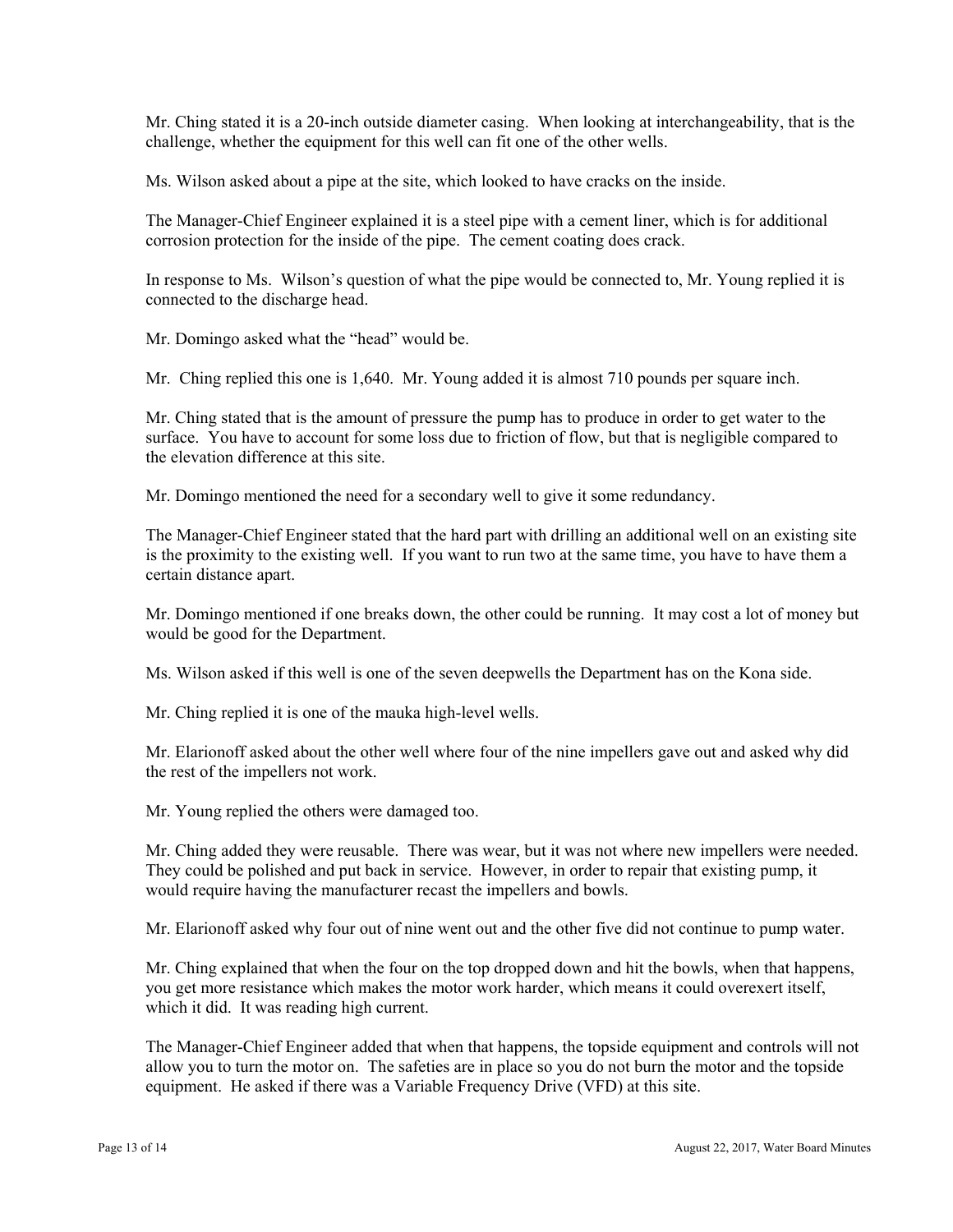Mr. Ching stated it is a 20-inch outside diameter casing. When looking at interchangeability, that is the challenge, whether the equipment for this well can fit one of the other wells.

Ms. Wilson asked about a pipe at the site, which looked to have cracks on the inside.

The Manager-Chief Engineer explained it is a steel pipe with a cement liner, which is for additional corrosion protection for the inside of the pipe. The cement coating does crack.

In response to Ms. Wilson's question of what the pipe would be connected to, Mr. Young replied it is connected to the discharge head.

Mr. Domingo asked what the "head" would be.

Mr. Ching replied this one is 1,640. Mr. Young added it is almost 710 pounds per square inch.

Mr. Ching stated that is the amount of pressure the pump has to produce in order to get water to the surface. You have to account for some loss due to friction of flow, but that is negligible compared to the elevation difference at this site.

Mr. Domingo mentioned the need for a secondary well to give it some redundancy.

The Manager-Chief Engineer stated that the hard part with drilling an additional well on an existing site is the proximity to the existing well. If you want to run two at the same time, you have to have them a certain distance apart.

Mr. Domingo mentioned if one breaks down, the other could be running. It may cost a lot of money but would be good for the Department.

Ms. Wilson asked if this well is one of the seven deepwells the Department has on the Kona side.

Mr. Ching replied it is one of the mauka high-level wells.

Mr. Elarionoff asked about the other well where four of the nine impellers gave out and asked why did the rest of the impellers not work.

Mr. Young replied the others were damaged too.

Mr. Ching added they were reusable. There was wear, but it was not where new impellers were needed. They could be polished and put back in service. However, in order to repair that existing pump, it would require having the manufacturer recast the impellers and bowls.

Mr. Elarionoff asked why four out of nine went out and the other five did not continue to pump water.

Mr. Ching explained that when the four on the top dropped down and hit the bowls, when that happens, you get more resistance which makes the motor work harder, which means it could overexert itself, which it did. It was reading high current.

The Manager-Chief Engineer added that when that happens, the topside equipment and controls will not allow you to turn the motor on. The safeties are in place so you do not burn the motor and the topside equipment. He asked if there was a Variable Frequency Drive (VFD) at this site.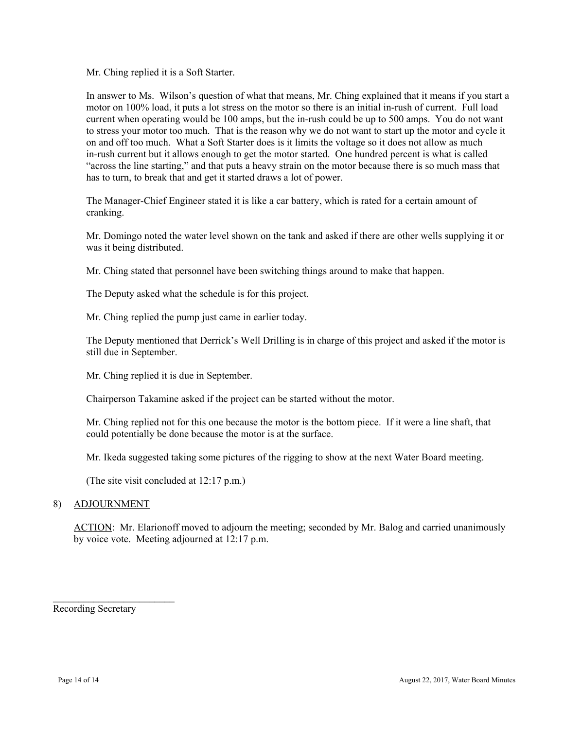Mr. Ching replied it is a Soft Starter.

In answer to Ms. Wilson's question of what that means, Mr. Ching explained that it means if you start a motor on 100% load, it puts a lot stress on the motor so there is an initial in-rush of current. Full load current when operating would be 100 amps, but the in-rush could be up to 500 amps. You do not want to stress your motor too much. That is the reason why we do not want to start up the motor and cycle it on and off too much. What a Soft Starter does is it limits the voltage so it does not allow as much in-rush current but it allows enough to get the motor started. One hundred percent is what is called "across the line starting," and that puts a heavy strain on the motor because there is so much mass that has to turn, to break that and get it started draws a lot of power.

The Manager-Chief Engineer stated it is like a car battery, which is rated for a certain amount of cranking.

Mr. Domingo noted the water level shown on the tank and asked if there are other wells supplying it or was it being distributed.

Mr. Ching stated that personnel have been switching things around to make that happen.

The Deputy asked what the schedule is for this project.

Mr. Ching replied the pump just came in earlier today.

The Deputy mentioned that Derrick's Well Drilling is in charge of this project and asked if the motor is still due in September.

Mr. Ching replied it is due in September.

Chairperson Takamine asked if the project can be started without the motor.

Mr. Ching replied not for this one because the motor is the bottom piece. If it were a line shaft, that could potentially be done because the motor is at the surface.

Mr. Ikeda suggested taking some pictures of the rigging to show at the next Water Board meeting.

(The site visit concluded at 12:17 p.m.)

8) ADJOURNMENT

ACTION: Mr. Elarionoff moved to adjourn the meeting; seconded by Mr. Balog and carried unanimously by voice vote. Meeting adjourned at 12:17 p.m.

\_\_\_\_\_\_\_\_\_\_\_\_\_\_\_\_\_\_\_\_\_\_\_\_\_

Recording Secretary